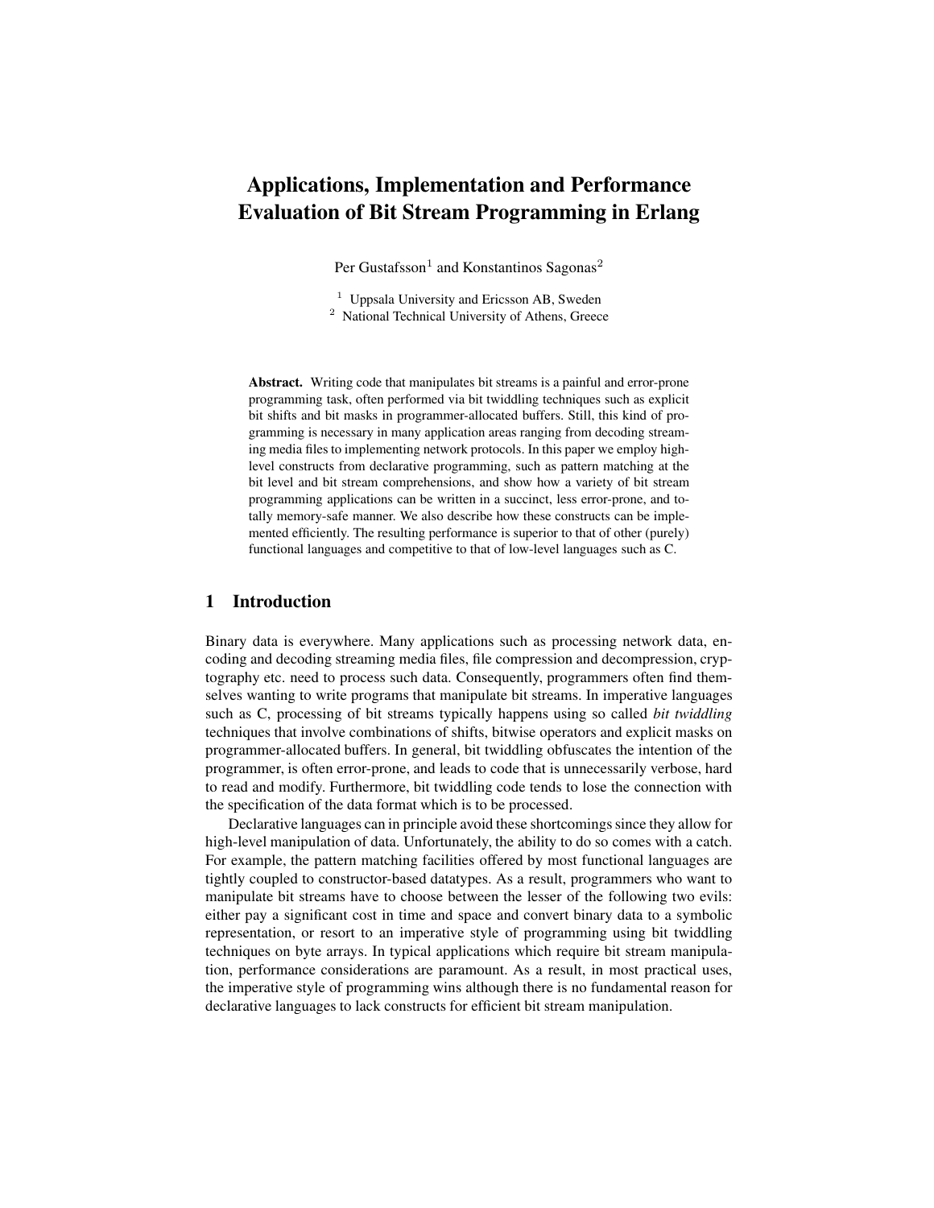# Applications, Implementation and Performance Evaluation of Bit Stream Programming in Erlang

Per Gustafsson[1] and Konstantinos Sagonas[2]

[1] Uppsala University and Ericsson AB, Sweden
[2] National Technical University of Athens, Greece

**Abstract.** Writing code that manipulates bit streams is a painful and error-prone programming task, often performed via bit twiddling techniques such as explicit bit shifts and bit masks in programmer-allocated buffers. Still, this kind of programming is necessary in many application areas ranging from decoding streaming media files to implementing network protocols. In this paper we employ high-level constructs from declarative programming, such as pattern matching at the bit level and bit stream comprehensions, and show how a variety of bit stream programming applications can be written in a succinct, less error-prone, and totally memory-safe manner. We also describe how these constructs can be implemented efficiently. The resulting performance is superior to that of other (purely) functional languages and competitive to that of low-level languages such as C.

## 1 Introduction

Binary data is everywhere. Many applications such as processing network data, encoding and decoding streaming media files, file compression and decompression, cryptography etc. need to process such data. Consequently, programmers often find themselves wanting to write programs that manipulate bit streams. In imperative languages such as C, processing of bit streams typically happens using so called *bit twiddling* techniques that involve combinations of shifts, bitwise operators and explicit masks on programmer-allocated buffers. In general, bit twiddling obfuscates the intention of the programmer, is often error-prone, and leads to code that is unnecessarily verbose, hard to read and modify. Furthermore, bit twiddling code tends to lose the connection with the specification of the data format which is to be processed.

Declarative languages can in principle avoid these shortcomings since they allow for high-level manipulation of data. Unfortunately, the ability to do so comes with a catch. For example, the pattern matching facilities offered by most functional languages are tightly coupled to constructor-based datatypes. As a result, programmers who want to manipulate bit streams have to choose between the lesser of the following two evils: either pay a significant cost in time and space and convert binary data to a symbolic representation, or resort to an imperative style of programming using bit twiddling techniques on byte arrays. In typical applications which require bit stream manipulation, performance considerations are paramount. As a result, in most practical uses, the imperative style of programming wins although there is no fundamental reason for declarative languages to lack constructs for efficient bit stream manipulation.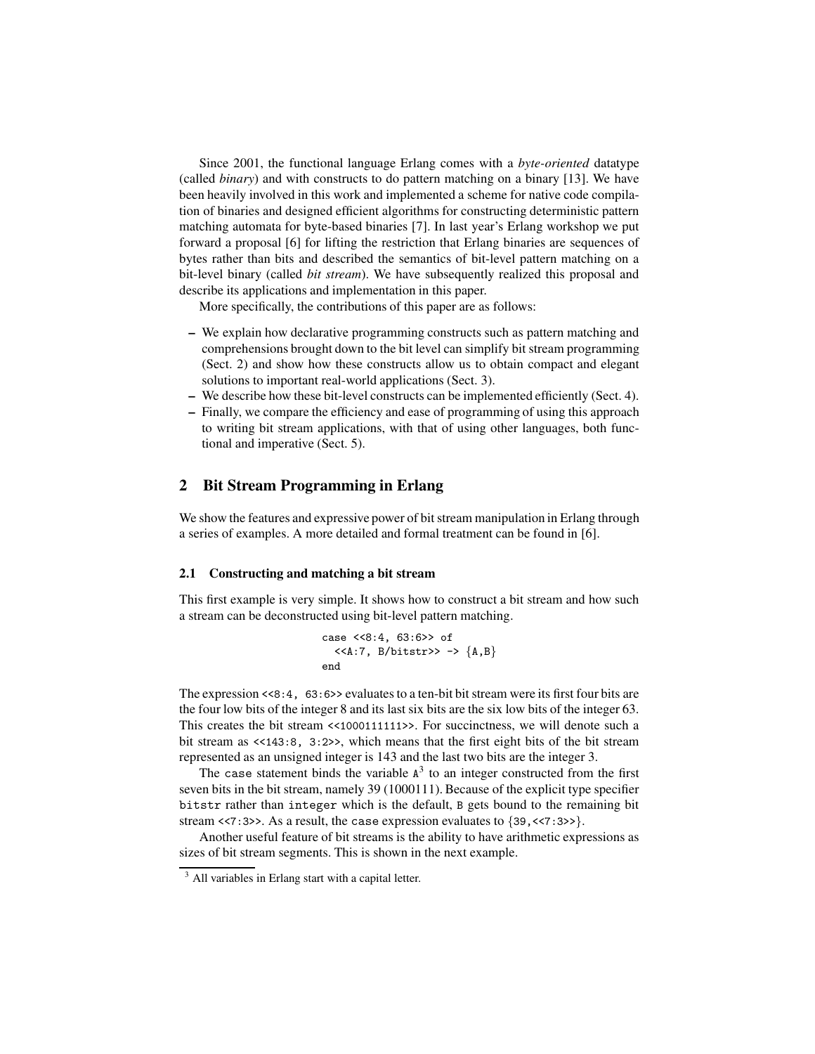Since 2001, the functional language Erlang comes with a *byte-oriented* datatype (called *binary*) and with constructs to do pattern matching on a binary [13]. We have been heavily involved in this work and implemented a scheme for native code compilation of binaries and designed efficient algorithms for constructing deterministic pattern matching automata for byte-based binaries [7]. In last year's Erlang workshop we put forward a proposal [6] for lifting the restriction that Erlang binaries are sequences of bytes rather than bits and described the semantics of bit-level pattern matching on a bit-level binary (called *bit stream*). We have subsequently realized this proposal and describe its applications and implementation in this paper.

More specifically, the contributions of this paper are as follows:

- We explain how declarative programming constructs such as pattern matching and comprehensions brought down to the bit level can simplify bit stream programming (Sect. 2) and show how these constructs allow us to obtain compact and elegant solutions to important real-world applications (Sect. 3).
- We describe how these bit-level constructs can be implemented efficiently (Sect. 4).
- Finally, we compare the efficiency and ease of programming of using this approach to writing bit stream applications, with that of using other languages, both functional and imperative (Sect. 5).

## 2 Bit Stream Programming in Erlang

We show the features and expressive power of bit stream manipulation in Erlang through a series of examples. A more detailed and formal treatment can be found in [6].

### 2.1 Constructing and matching a bit stream

This first example is very simple. It shows how to construct a bit stream and how such a stream can be deconstructed using bit-level pattern matching.

```
case <<8:4, 63:6>> of
  <<A:7, B/bitstr>> -> {A,B}
end
```

The expression `<<8:4, 63:6>>` evaluates to a ten-bit bit stream were its first four bits are the four low bits of the integer 8 and its last six bits are the six low bits of the integer 63. This creates the bit stream `<<1000111111>>`. For succinctness, we will denote such a bit stream as `<<143:8, 3:2>>`, which means that the first eight bits of the bit stream represented as an unsigned integer is 143 and the last two bits are the integer 3.

The `case` statement binds the variable `A`[3] to an integer constructed from the first seven bits in the bit stream, namely 39 (1000111). Because of the explicit type specifier `bitstr` rather than `integer` which is the default, `B` gets bound to the remaining bit stream `<<7:3>>`. As a result, the `case` expression evaluates to `{39,<<7:3>>}`.

Another useful feature of bit streams is the ability to have arithmetic expressions as sizes of bit stream segments. This is shown in the next example.

[3] All variables in Erlang start with a capital letter.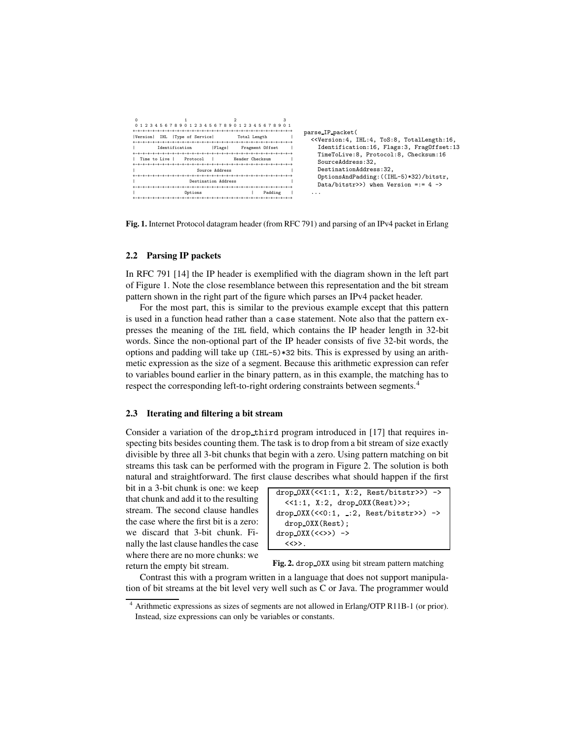```
 0                   1                   2                   3
 0 1 2 3 4 5 6 7 8 9 0 1 2 3 4 5 6 7 8 9 0 1 2 3 4 5 6 7 8 9 0 1
+-+-+-+-+-+-+-+-+-+-+-+-+-+-+-+-+-+-+-+-+-+-+-+-+-+-+-+-+-+-+-+-+
|Version|  IHL  |Type of Service|          Total Length         |
+-+-+-+-+-+-+-+-+-+-+-+-+-+-+-+-+-+-+-+-+-+-+-+-+-+-+-+-+-+-+-+-+
|         Identification        |Flags|      Fragment Offset    |
+-+-+-+-+-+-+-+-+-+-+-+-+-+-+-+-+-+-+-+-+-+-+-+-+-+-+-+-+-+-+-+-+
|  Time to Live |    Protocol   |         Header Checksum       |
+-+-+-+-+-+-+-+-+-+-+-+-+-+-+-+-+-+-+-+-+-+-+-+-+-+-+-+-+-+-+-+-+
|                       Source Address                          |
+-+-+-+-+-+-+-+-+-+-+-+-+-+-+-+-+-+-+-+-+-+-+-+-+-+-+-+-+-+-+-+-+
|                    Destination Address                        |
+-+-+-+-+-+-+-+-+-+-+-+-+-+-+-+-+-+-+-+-+-+-+-+-+-+-+-+-+-+-+-+-+
|                    Options                    |    Padding    |
+-+-+-+-+-+-+-+-+-+-+-+-+-+-+-+-+-+-+-+-+-+-+-+-+-+-+-+-+-+-+-+-+
```

```
parse_IP_packet(
  <<Version:4, IHL:4, ToS:8, TotalLength:16,
    Identification:16, Flags:3, FragOffset:13
    TimeToLive:8, Protocol:8, Checksum:16
    SourceAddress:32,
    DestinationAddress:32,
    OptionsAndPadding:((IHL-5)*32)/bitstr,
    Data/bitstr>>) when Version =:= 4 ->
  ...
```

**Fig. 1.** Internet Protocol datagram header (from RFC 791) and parsing of an IPv4 packet in Erlang

### 2.2 Parsing IP packets

In RFC 791 [14] the IP header is exemplified with the diagram shown in the left part of Figure 1. Note the close resemblance between this representation and the bit stream pattern shown in the right part of the figure which parses an IPv4 packet header.

For the most part, this is similar to the previous example except that this pattern is used in a function head rather than a `case` statement. Note also that the pattern expresses the meaning of the `IHL` field, which contains the IP header length in 32-bit words. Since the non-optional part of the IP header consists of five 32-bit words, the options and padding will take up `(IHL-5)*32` bits. This is expressed by using an arithmetic expression as the size of a segment. Because this arithmetic expression can refer to variables bound earlier in the binary pattern, as in this example, the matching has to respect the corresponding left-to-right ordering constraints between segments.[4]

### 2.3 Iterating and filtering a bit stream

Consider a variation of the `drop_third` program introduced in [17] that requires inspecting bits besides counting them. The task is to drop from a bit stream of size exactly divisible by three all 3-bit chunks that begin with a zero. Using pattern matching on bit streams this task can be performed with the program in Figure 2. The solution is both natural and straightforward. The first clause describes what should happen if the first bit in a 3-bit chunk is one: we keep that chunk and add it to the resulting stream. The second clause handles the case where the first bit is a zero: we discard that 3-bit chunk. Finally the last clause handles the case where there are no more chunks: we return the empty bit stream.

```
drop_0XX(<<1:1, X:2, Rest/bitstr>>) ->
  <<1:1, X:2, drop_0XX(Rest)>>;
drop_0XX(<<0:1, _:2, Rest/bitstr>>) ->
  drop_0XX(Rest);
drop_0XX(<<>>) ->
  <<>>.
```

**Fig. 2.** `drop_0XX` using bit stream pattern matching

Contrast this with a program written in a language that does not support manipulation of bit streams at the bit level very well such as C or Java. The programmer would

---

[4] Arithmetic expressions as sizes of segments are not allowed in Erlang/OTP R11B-1 (or prior). Instead, size expressions can only be variables or constants.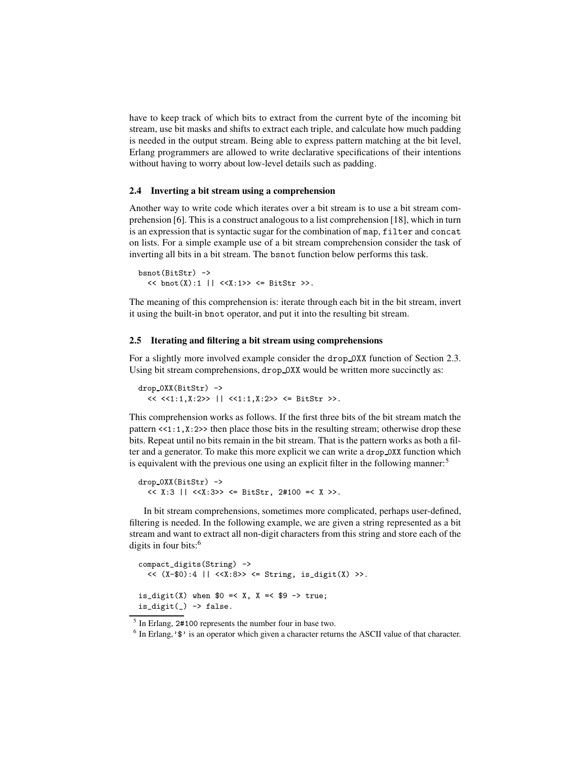have to keep track of which bits to extract from the current byte of the incoming bit stream, use bit masks and shifts to extract each triple, and calculate how much padding is needed in the output stream. Being able to express pattern matching at the bit level, Erlang programmers are allowed to write declarative specifications of their intentions without having to worry about low-level details such as padding.

### 2.4 Inverting a bit stream using a comprehension

Another way to write code which iterates over a bit stream is to use a bit stream comprehension [6]. This is a construct analogous to a list comprehension [18], which in turn is an expression that is syntactic sugar for the combination of `map`, `filter` and `concat` on lists. For a simple example use of a bit stream comprehension consider the task of inverting all bits in a bit stream. The `bsnot` function below performs this task.

```
bsnot(BitStr) ->
  << bnot(X):1 || <<X:1>> <= BitStr >>.
```

The meaning of this comprehension is: iterate through each bit in the bit stream, invert it using the built-in `bnot` operator, and put it into the resulting bit stream.

### 2.5 Iterating and filtering a bit stream using comprehensions

For a slightly more involved example consider the `drop_0XX` function of Section 2.3. Using bit stream comprehensions, `drop_0XX` would be written more succinctly as:

```
drop_0XX(BitStr) ->
  << <<1:1,X:2>> || <<1:1,X:2>> <= BitStr >>.
```

This comprehension works as follows. If the first three bits of the bit stream match the pattern `<<1:1,X:2>>` then place those bits in the resulting stream; otherwise drop these bits. Repeat until no bits remain in the bit stream. That is the pattern works as both a filter and a generator. To make this more explicit we can write a `drop_0XX` function which is equivalent with the previous one using an explicit filter in the following manner:[5]

```
drop_0XX(BitStr) ->
  << X:3 || <<X:3>> <= BitStr, 2#100 =< X >>.
```

In bit stream comprehensions, sometimes more complicated, perhaps user-defined, filtering is needed. In the following example, we are given a string represented as a bit stream and want to extract all non-digit characters from this string and store each of the digits in four bits:[6]

```
compact_digits(String) ->
  << (X-$0):4 || <<X:8>> <= String, is_digit(X) >>.

is_digit(X) when $0 =< X, X =< $9 -> true;
is_digit(_) -> false.
```

---

[5] In Erlang, `2#100` represents the number four in base two.

[6] In Erlang, '`$`' is an operator which given a character returns the ASCII value of that character.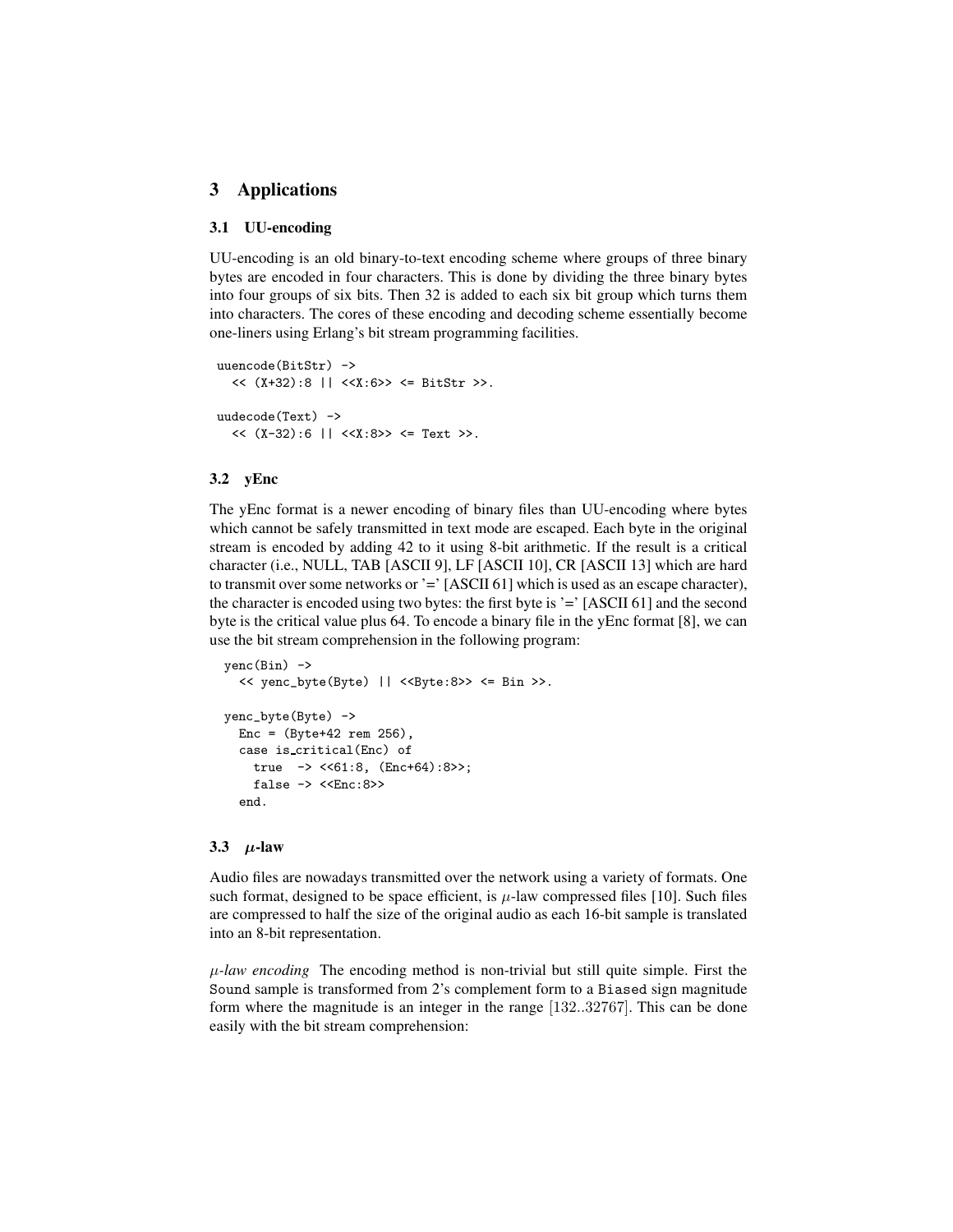## 3 Applications

### 3.1 UU-encoding

UU-encoding is an old binary-to-text encoding scheme where groups of three binary bytes are encoded in four characters. This is done by dividing the three binary bytes into four groups of six bits. Then 32 is added to each six bit group which turns them into characters. The cores of these encoding and decoding scheme essentially become one-liners using Erlang's bit stream programming facilities.

```
uuencode(BitStr) ->
  << (X+32):8 || <<X:6>> <= BitStr >>.

uudecode(Text) ->
  << (X-32):6 || <<X:8>> <= Text >>.
```

### 3.2 yEnc

The yEnc format is a newer encoding of binary files than UU-encoding where bytes which cannot be safely transmitted in text mode are escaped. Each byte in the original stream is encoded by adding 42 to it using 8-bit arithmetic. If the result is a critical character (i.e., NULL, TAB [ASCII 9], LF [ASCII 10], CR [ASCII 13] which are hard to transmit over some networks or '=' [ASCII 61] which is used as an escape character), the character is encoded using two bytes: the first byte is '=' [ASCII 61] and the second byte is the critical value plus 64. To encode a binary file in the yEnc format [8], we can use the bit stream comprehension in the following program:

```
yenc(Bin) ->
  << yenc_byte(Byte) || <<Byte:8>> <= Bin >>.

yenc_byte(Byte) ->
  Enc = (Byte+42 rem 256),
  case is_critical(Enc) of
    true  -> <<61:8, (Enc+64):8>>;
    false -> <<Enc:8>>
  end.
```

### 3.3 $\mu$-law

Audio files are nowadays transmitted over the network using a variety of formats. One such format, designed to be space efficient, is $\mu$-law compressed files [10]. Such files are compressed to half the size of the original audio as each 16-bit sample is translated into an 8-bit representation.

*$\mu$-law encoding* The encoding method is non-trivial but still quite simple. First the `Sound` sample is transformed from 2's complement form to a `Biased` sign magnitude form where the magnitude is an integer in the range $[132..32767]$. This can be done easily with the bit stream comprehension: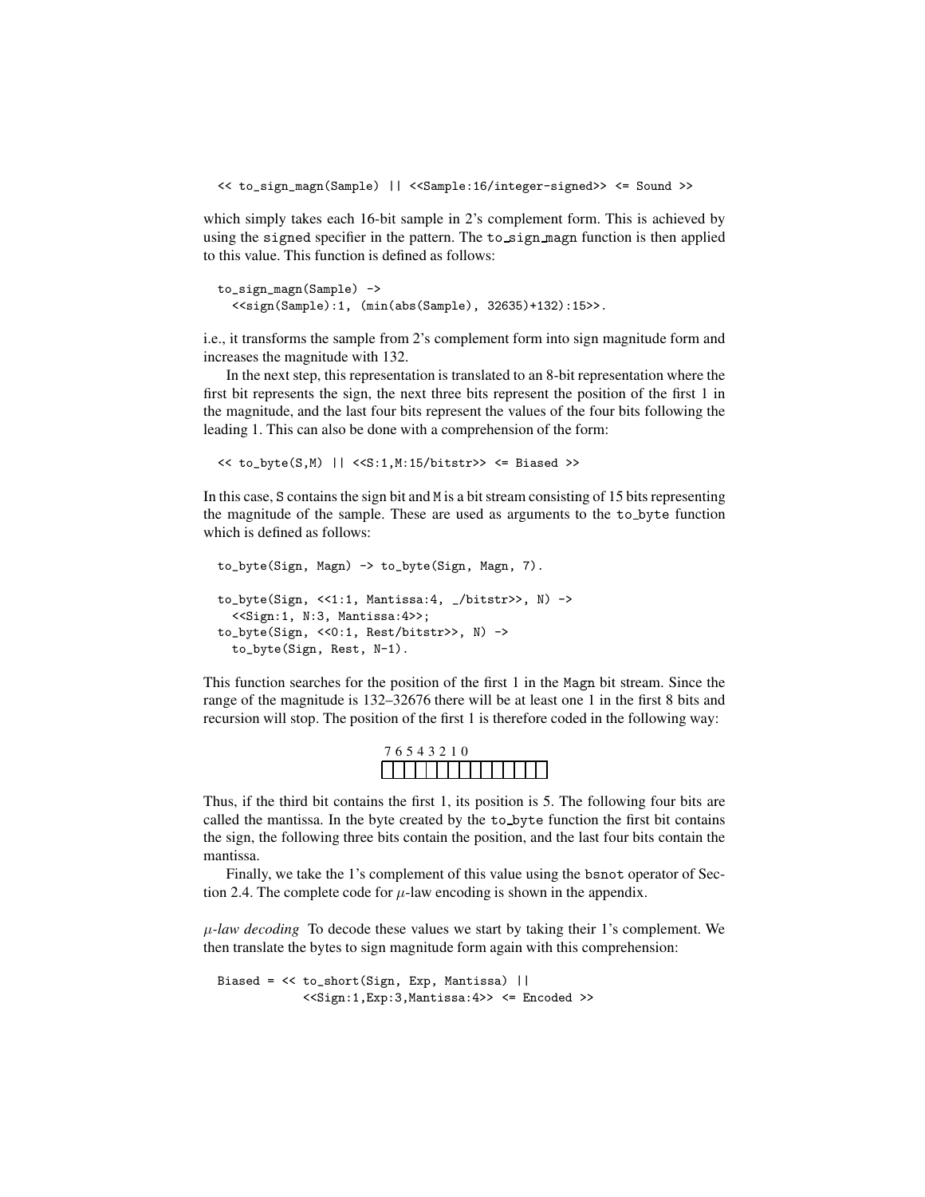```
<< to_sign_magn(Sample) || <<Sample:16/integer-signed>> <= Sound >>
```

which simply takes each 16-bit sample in 2's complement form. This is achieved by using the `signed` specifier in the pattern. The `to_sign_magn` function is then applied to this value. This function is defined as follows:

```
to_sign_magn(Sample) ->
  <<sign(Sample):1, (min(abs(Sample), 32635)+132):15>>.
```

i.e., it transforms the sample from 2's complement form into sign magnitude form and increases the magnitude with 132.

In the next step, this representation is translated to an 8-bit representation where the first bit represents the sign, the next three bits represent the position of the first 1 in the magnitude, and the last four bits represent the values of the four bits following the leading 1. This can also be done with a comprehension of the form:

```
<< to_byte(S,M) || <<S:1,M:15/bitstr>> <= Biased >>
```

In this case, `S` contains the sign bit and `M` is a bit stream consisting of 15 bits representing the magnitude of the sample. These are used as arguments to the `to_byte` function which is defined as follows:

```
to_byte(Sign, Magn) -> to_byte(Sign, Magn, 7).

to_byte(Sign, <<1:1, Mantissa:4, _/bitstr>>, N) ->
  <<Sign:1, N:3, Mantissa:4>>;
to_byte(Sign, <<0:1, Rest/bitstr>>, N) ->
  to_byte(Sign, Rest, N-1).
```

This function searches for the position of the first 1 in the `Magn` bit stream. Since the range of the magnitude is 132–32676 there will be at least one 1 in the first 8 bits and recursion will stop. The position of the first 1 is therefore coded in the following way:

| 7 | 6 | 5 | 4 | 3 | 2 | 1 | 0 | | | | | | | |
|---|---|---|---|---|---|---|---|---|---|---|---|---|---|---|
| | | | | | | | | | | | | | | |

Thus, if the third bit contains the first 1, its position is 5. The following four bits are called the mantissa. In the byte created by the `to_byte` function the first bit contains the sign, the following three bits contain the position, and the last four bits contain the mantissa.

Finally, we take the 1's complement of this value using the `bsnot` operator of Section 2.4. The complete code for $\mu$-law encoding is shown in the appendix.

*$\mu$-law decoding* To decode these values we start by taking their 1's complement. We then translate the bytes to sign magnitude form again with this comprehension:

```
Biased = << to_short(Sign, Exp, Mantissa) ||
            <<Sign:1,Exp:3,Mantissa:4>> <= Encoded >>
```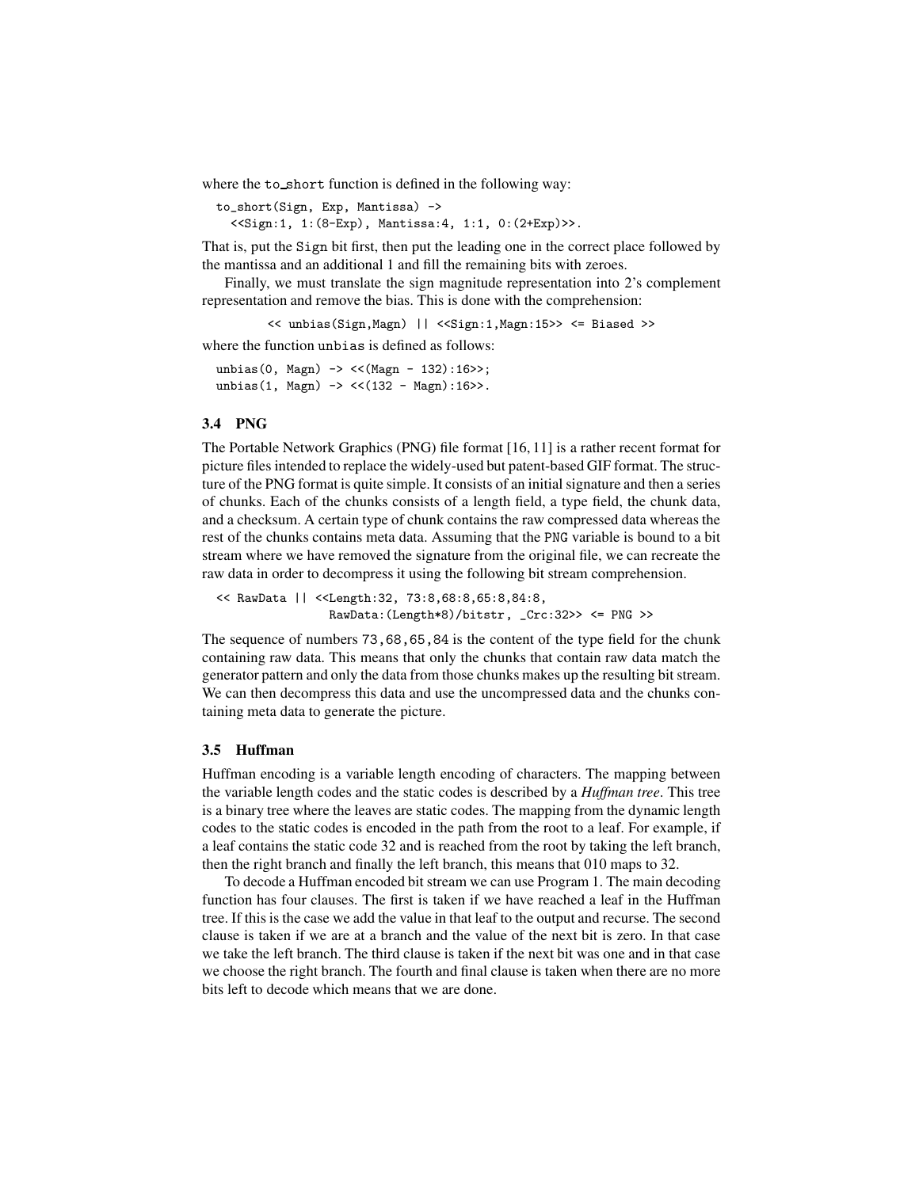where the `to_short` function is defined in the following way:

```
to_short(Sign, Exp, Mantissa) ->
  <<Sign:1, 1:(8-Exp), Mantissa:4, 1:1, 0:(2+Exp)>>.
```

That is, put the `Sign` bit first, then put the leading one in the correct place followed by the mantissa and an additional 1 and fill the remaining bits with zeroes.

Finally, we must translate the sign magnitude representation into 2's complement representation and remove the bias. This is done with the comprehension:

```
<< unbias(Sign,Magn) || <<Sign:1,Magn:15>> <= Biased >>
```

where the function `unbias` is defined as follows:

```
unbias(0, Magn) -> <<(Magn - 132):16>>;
unbias(1, Magn) -> <<(132 - Magn):16>>.
```

### 3.4 PNG

The Portable Network Graphics (PNG) file format [16, 11] is a rather recent format for picture files intended to replace the widely-used but patent-based GIF format. The structure of the PNG format is quite simple. It consists of an initial signature and then a series of chunks. Each of the chunks consists of a length field, a type field, the chunk data, and a checksum. A certain type of chunk contains the raw compressed data whereas the rest of the chunks contains meta data. Assuming that the `PNG` variable is bound to a bit stream where we have removed the signature from the original file, we can recreate the raw data in order to decompress it using the following bit stream comprehension.

```
<< RawData || <<Length:32, 73:8,68:8,65:8,84:8,
                RawData:(Length*8)/bitstr, _Crc:32>> <= PNG >>
```

The sequence of numbers `73,68,65,84` is the content of the type field for the chunk containing raw data. This means that only the chunks that contain raw data match the generator pattern and only the data from those chunks makes up the resulting bit stream. We can then decompress this data and use the uncompressed data and the chunks containing meta data to generate the picture.

### 3.5 Huffman

Huffman encoding is a variable length encoding of characters. The mapping between the variable length codes and the static codes is described by a *Huffman tree*. This tree is a binary tree where the leaves are static codes. The mapping from the dynamic length codes to the static codes is encoded in the path from the root to a leaf. For example, if a leaf contains the static code 32 and is reached from the root by taking the left branch, then the right branch and finally the left branch, this means that 010 maps to 32.

To decode a Huffman encoded bit stream we can use Program 1. The main decoding function has four clauses. The first is taken if we have reached a leaf in the Huffman tree. If this is the case we add the value in that leaf to the output and recurse. The second clause is taken if we are at a branch and the value of the next bit is zero. In that case we take the left branch. The third clause is taken if the next bit was one and in that case we choose the right branch. The fourth and final clause is taken when there are no more bits left to decode which means that we are done.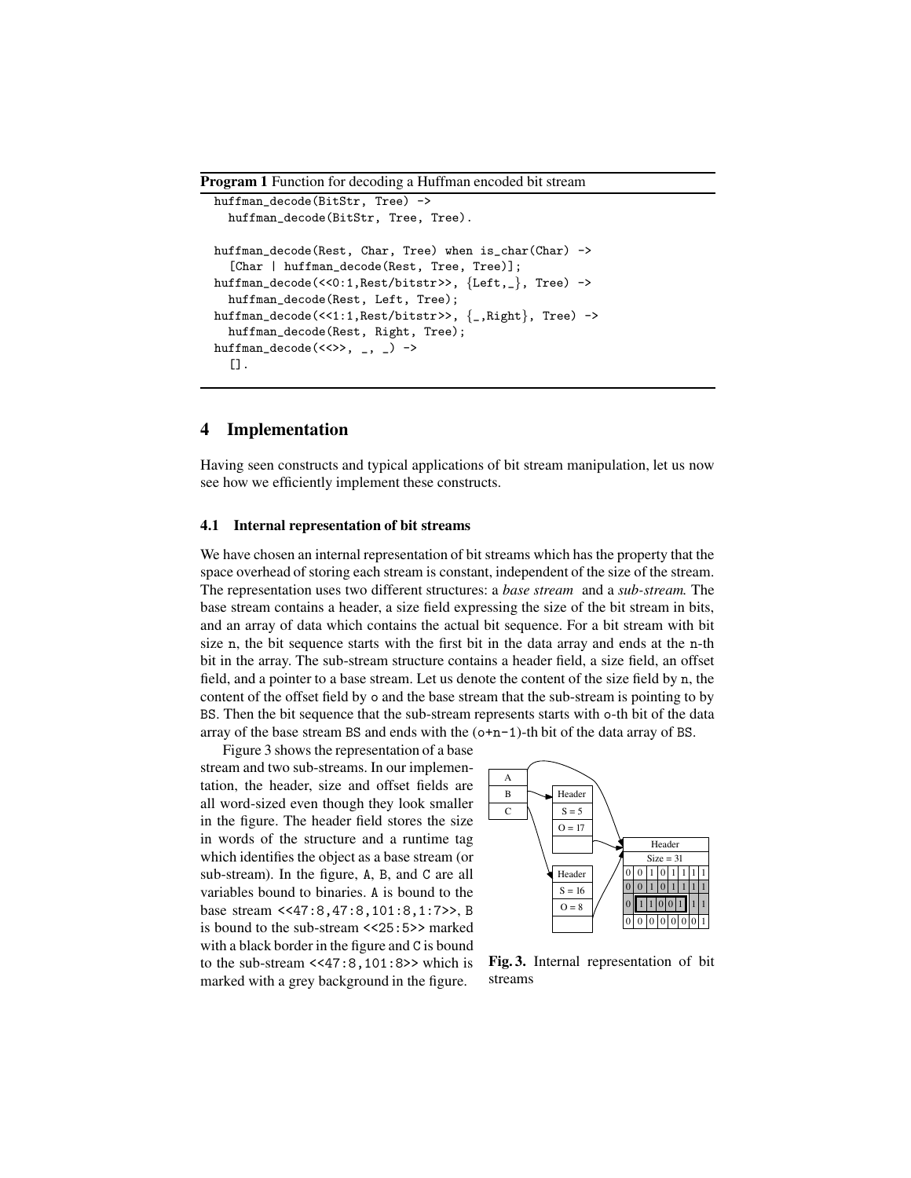**Program 1** Function for decoding a Huffman encoded bit stream

```
huffman_decode(BitStr, Tree) ->
  huffman_decode(BitStr, Tree, Tree).

huffman_decode(Rest, Char, Tree) when is_char(Char) ->
  [Char | huffman_decode(Rest, Tree, Tree)];
huffman_decode(<<0:1,Rest/bitstr>>, {Left,_}, Tree) ->
  huffman_decode(Rest, Left, Tree);
huffman_decode(<<1:1,Rest/bitstr>>, {_,Right}, Tree) ->
  huffman_decode(Rest, Right, Tree);
huffman_decode(<<>>, _, _) ->
  [].
```

## 4 Implementation

Having seen constructs and typical applications of bit stream manipulation, let us now see how we efficiently implement these constructs.

### 4.1 Internal representation of bit streams

We have chosen an internal representation of bit streams which has the property that the space overhead of storing each stream is constant, independent of the size of the stream. The representation uses two different structures: a *base stream* and a *sub-stream*. The base stream contains a header, a size field expressing the size of the bit stream in bits, and an array of data which contains the actual bit sequence. For a bit stream with bit size `n`, the bit sequence starts with the first bit in the data array and ends at the `n`-th bit in the array. The sub-stream structure contains a header field, a size field, an offset field, and a pointer to a base stream. Let us denote the content of the size field by `n`, the content of the offset field by `o` and the base stream that the sub-stream is pointing to by `BS`. Then the bit sequence that the sub-stream represents starts with `o`-th bit of the data array of the base stream `BS` and ends with the `(o+n-1)`-th bit of the data array of `BS`.

Figure 3 shows the representation of a base stream and two sub-streams. In our implementation, the header, size and offset fields are all word-sized even though they look smaller in the figure. The header field stores the size in words of the structure and a runtime tag which identifies the object as a base stream (or sub-stream). In the figure, `A`, `B`, and `C` are all variables bound to binaries. `A` is bound to the base stream `<<47:8,47:8,101:8,1:7>>`, `B` is bound to the sub-stream `<<25:5>>` marked with a black border in the figure and `C` is bound to the sub-stream `<<47:8,101:8>>` which is marked with a grey background in the figure.

**Fig. 3.** Internal representation of bit streams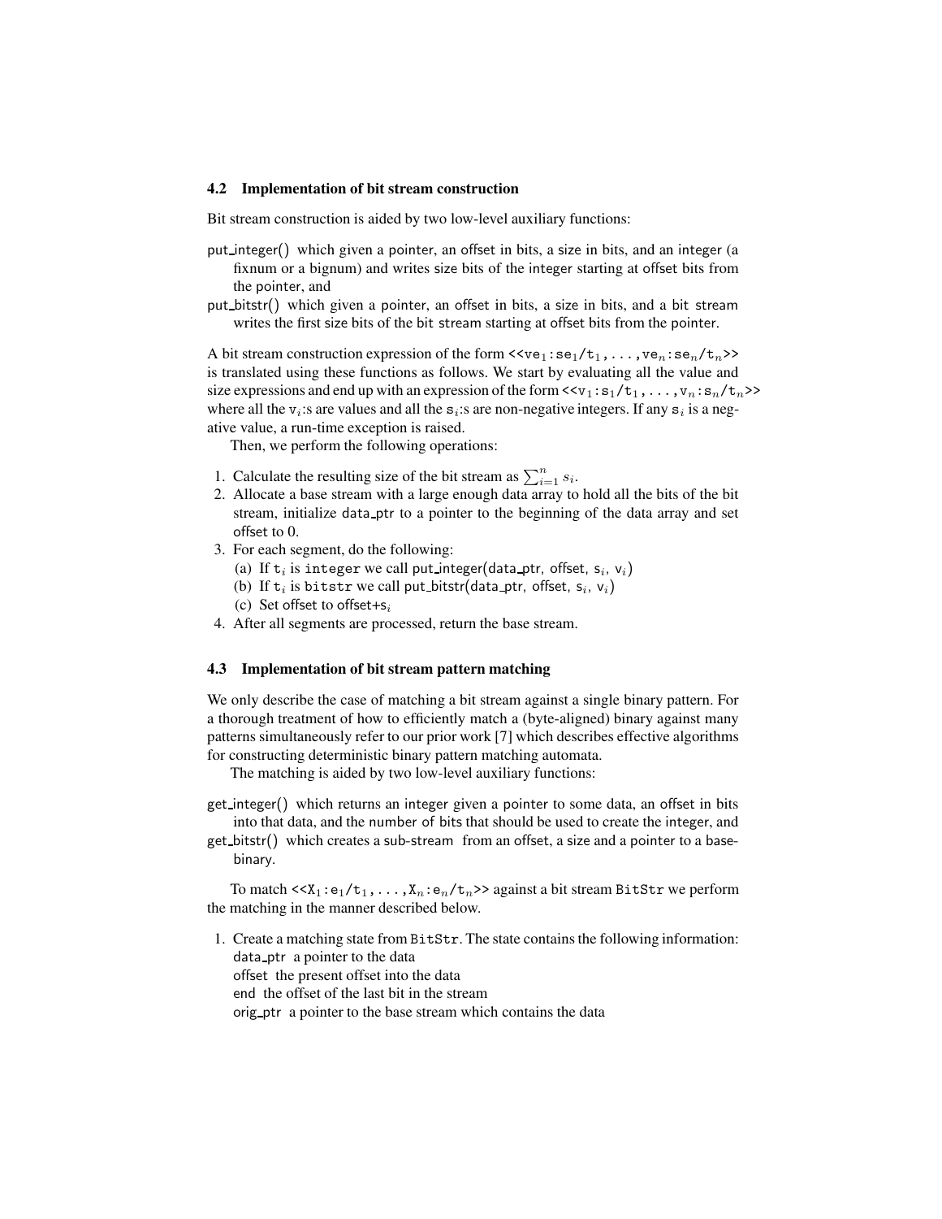### 4.2 Implementation of bit stream construction

Bit stream construction is aided by two low-level auxiliary functions:

put_integer() which given a pointer, an offset in bits, a size in bits, and an integer (a fixnum or a bignum) and writes size bits of the integer starting at offset bits from the pointer, and

put_bitstr() which given a pointer, an offset in bits, a size in bits, and a bit stream writes the first size bits of the bit stream starting at offset bits from the pointer.

A bit stream construction expression of the form `<<`$\mathtt{ve}_1$`:`$\mathtt{se}_1$`/`$\mathtt{t}_1$`, ..., `$\mathtt{ve}_n$`:`$\mathtt{se}_n$`/`$\mathtt{t}_n$`>>` is translated using these functions as follows. We start by evaluating all the value and size expressions and end up with an expression of the form `<<`$\mathtt{v}_1$`:`$\mathtt{s}_1$`/`$\mathtt{t}_1$`, ..., `$\mathtt{v}_n$`:`$\mathtt{s}_n$`/`$\mathtt{t}_n$`>>` where all the $\mathtt{v}_i$:s are values and all the $\mathtt{s}_i$:s are non-negative integers. If any $\mathtt{s}_i$ is a negative value, a run-time exception is raised.

Then, we perform the following operations:

1. Calculate the resulting size of the bit stream as $\sum_{i=1}^{n} s_i$.
2. Allocate a base stream with a large enough data array to hold all the bits of the bit stream, initialize data_ptr to a pointer to the beginning of the data array and set offset to 0.
3. For each segment, do the following:
   (a) If $\mathtt{t}_i$ is `integer` we call put_integer(data_ptr, offset, $\mathsf{s}_i$, $\mathsf{v}_i$)
   (b) If $\mathtt{t}_i$ is `bitstr` we call put_bitstr(data_ptr, offset, $\mathsf{s}_i$, $\mathsf{v}_i$)
   (c) Set offset to offset+$\mathsf{s}_i$
4. After all segments are processed, return the base stream.

### 4.3 Implementation of bit stream pattern matching

We only describe the case of matching a bit stream against a single binary pattern. For a thorough treatment of how to efficiently match a (byte-aligned) binary against many patterns simultaneously refer to our prior work [7] which describes effective algorithms for constructing deterministic binary pattern matching automata.

The matching is aided by two low-level auxiliary functions:

get_integer() which returns an integer given a pointer to some data, an offset in bits into that data, and the number of bits that should be used to create the integer, and

get_bitstr() which creates a sub-stream from an offset, a size and a pointer to a base-binary.

To match `<<`$\mathtt{X}_1$`:`$\mathtt{e}_1$`/`$\mathtt{t}_1$`, ..., `$\mathtt{X}_n$`:`$\mathtt{e}_n$`/`$\mathtt{t}_n$`>>` against a bit stream `BitStr` we perform the matching in the manner described below.

1. Create a matching state from `BitStr`. The state contains the following information:
   data_ptr a pointer to the data
   offset the present offset into the data
   end the offset of the last bit in the stream
   orig_ptr a pointer to the base stream which contains the data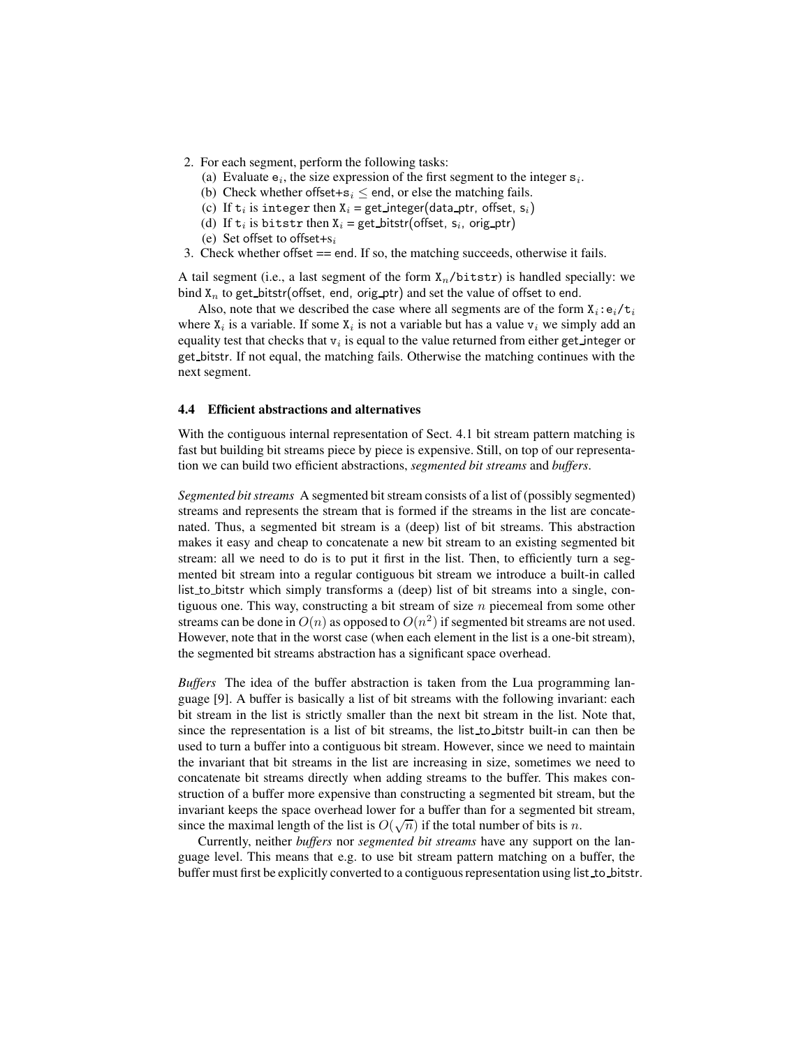2. For each segment, perform the following tasks:
   (a) Evaluate $\mathtt{e}_i$, the size expression of the first segment to the integer $\mathtt{s}_i$.
   (b) Check whether offset+$\mathtt{s}_i \leq$ end, or else the matching fails.
   (c) If $\mathtt{t}_i$ is `integer` then $\mathtt{X}_i$ = get_integer(data_ptr, offset, $\mathtt{s}_i$)
   (d) If $\mathtt{t}_i$ is `bitstr` then $\mathtt{X}_i$ = get_bitstr(offset, $\mathtt{s}_i$, orig_ptr)
   (e) Set offset to offset+$\mathtt{s}_i$
3. Check whether offset == end. If so, the matching succeeds, otherwise it fails.

A tail segment (i.e., a last segment of the form $\mathtt{X}_n$/`bitstr`) is handled specially: we bind $\mathtt{X}_n$ to get_bitstr(offset, end, orig_ptr) and set the value of offset to end.

Also, note that we described the case where all segments are of the form $\mathtt{X}_i$:$\mathtt{e}_i$/$\mathtt{t}_i$ where $\mathtt{X}_i$ is a variable. If some $\mathtt{X}_i$ is not a variable but has a value $\mathtt{v}_i$ we simply add an equality test that checks that $\mathtt{v}_i$ is equal to the value returned from either get_integer or get_bitstr. If not equal, the matching fails. Otherwise the matching continues with the next segment.

### 4.4 Efficient abstractions and alternatives

With the contiguous internal representation of Sect. 4.1 bit stream pattern matching is fast but building bit streams piece by piece is expensive. Still, on top of our representation we can build two efficient abstractions, *segmented bit streams* and *buffers*.

*Segmented bit streams* A segmented bit stream consists of a list of (possibly segmented) streams and represents the stream that is formed if the streams in the list are concatenated. Thus, a segmented bit stream is a (deep) list of bit streams. This abstraction makes it easy and cheap to concatenate a new bit stream to an existing segmented bit stream: all we need to do is to put it first in the list. Then, to efficiently turn a segmented bit stream into a regular contiguous bit stream we introduce a built-in called list_to_bitstr which simply transforms a (deep) list of bit streams into a single, contiguous one. This way, constructing a bit stream of size $n$ piecemeal from some other streams can be done in $O(n)$ as opposed to $O(n^2)$ if segmented bit streams are not used. However, note that in the worst case (when each element in the list is a one-bit stream), the segmented bit streams abstraction has a significant space overhead.

*Buffers* The idea of the buffer abstraction is taken from the Lua programming language [9]. A buffer is basically a list of bit streams with the following invariant: each bit stream in the list is strictly smaller than the next bit stream in the list. Note that, since the representation is a list of bit streams, the list_to_bitstr built-in can then be used to turn a buffer into a contiguous bit stream. However, since we need to maintain the invariant that bit streams in the list are increasing in size, sometimes we need to concatenate bit streams directly when adding streams to the buffer. This makes construction of a buffer more expensive than constructing a segmented bit stream, but the invariant keeps the space overhead lower for a buffer than for a segmented bit stream, since the maximal length of the list is $O(\sqrt{n})$ if the total number of bits is $n$.

Currently, neither *buffers* nor *segmented bit streams* have any support on the language level. This means that e.g. to use bit stream pattern matching on a buffer, the buffer must first be explicitly converted to a contiguous representation using list_to_bitstr.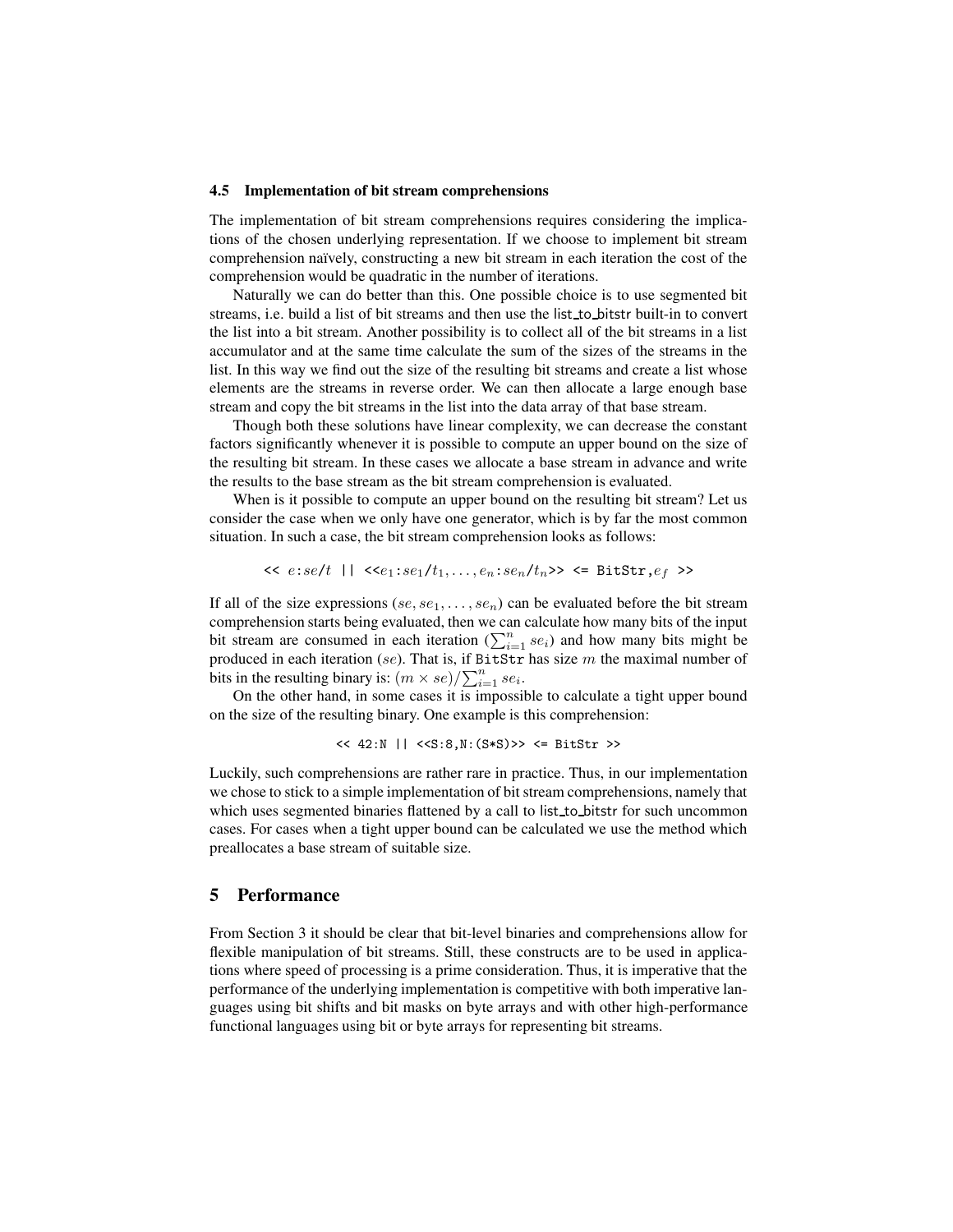### 4.5 Implementation of bit stream comprehensions

The implementation of bit stream comprehensions requires considering the implications of the chosen underlying representation. If we choose to implement bit stream comprehension naïvely, constructing a new bit stream in each iteration the cost of the comprehension would be quadratic in the number of iterations.

Naturally we can do better than this. One possible choice is to use segmented bit streams, i.e. build a list of bit streams and then use the list_to_bitstr built-in to convert the list into a bit stream. Another possibility is to collect all of the bit streams in a list accumulator and at the same time calculate the sum of the sizes of the streams in the list. In this way we find out the size of the resulting bit streams and create a list whose elements are the streams in reverse order. We can then allocate a large enough base stream and copy the bit streams in the list into the data array of that base stream.

Though both these solutions have linear complexity, we can decrease the constant factors significantly whenever it is possible to compute an upper bound on the size of the resulting bit stream. In these cases we allocate a base stream in advance and write the results to the base stream as the bit stream comprehension is evaluated.

When is it possible to compute an upper bound on the resulting bit stream? Let us consider the case when we only have one generator, which is by far the most common situation. In such a case, the bit stream comprehension looks as follows:

$$\texttt{<<}\ e\texttt{:}se\texttt{/}t\ \texttt{||}\ \texttt{<<}e_1\texttt{:}se_1\texttt{/}t_1, \ldots, e_n\texttt{:}se_n\texttt{/}t_n\texttt{>>}\ \texttt{<= BitStr,}e_f\ \texttt{>>}$$

If all of the size expressions ($se, se_1, \ldots, se_n$) can be evaluated before the bit stream comprehension starts being evaluated, then we can calculate how many bits of the input bit stream are consumed in each iteration ($\sum_{i=1}^{n} se_i$) and how many bits might be produced in each iteration ($se$). That is, if BitStr has size $m$ the maximal number of bits in the resulting binary is: $(m \times se)/\sum_{i=1}^{n} se_i$.

On the other hand, in some cases it is impossible to calculate a tight upper bound on the size of the resulting binary. One example is this comprehension:

```
<< 42:N || <<S:8,N:(S*S)>> <= BitStr >>
```

Luckily, such comprehensions are rather rare in practice. Thus, in our implementation we chose to stick to a simple implementation of bit stream comprehensions, namely that which uses segmented binaries flattened by a call to list_to_bitstr for such uncommon cases. For cases when a tight upper bound can be calculated we use the method which preallocates a base stream of suitable size.

## 5 Performance

From Section 3 it should be clear that bit-level binaries and comprehensions allow for flexible manipulation of bit streams. Still, these constructs are to be used in applications where speed of processing is a prime consideration. Thus, it is imperative that the performance of the underlying implementation is competitive with both imperative languages using bit shifts and bit masks on byte arrays and with other high-performance functional languages using bit or byte arrays for representing bit streams.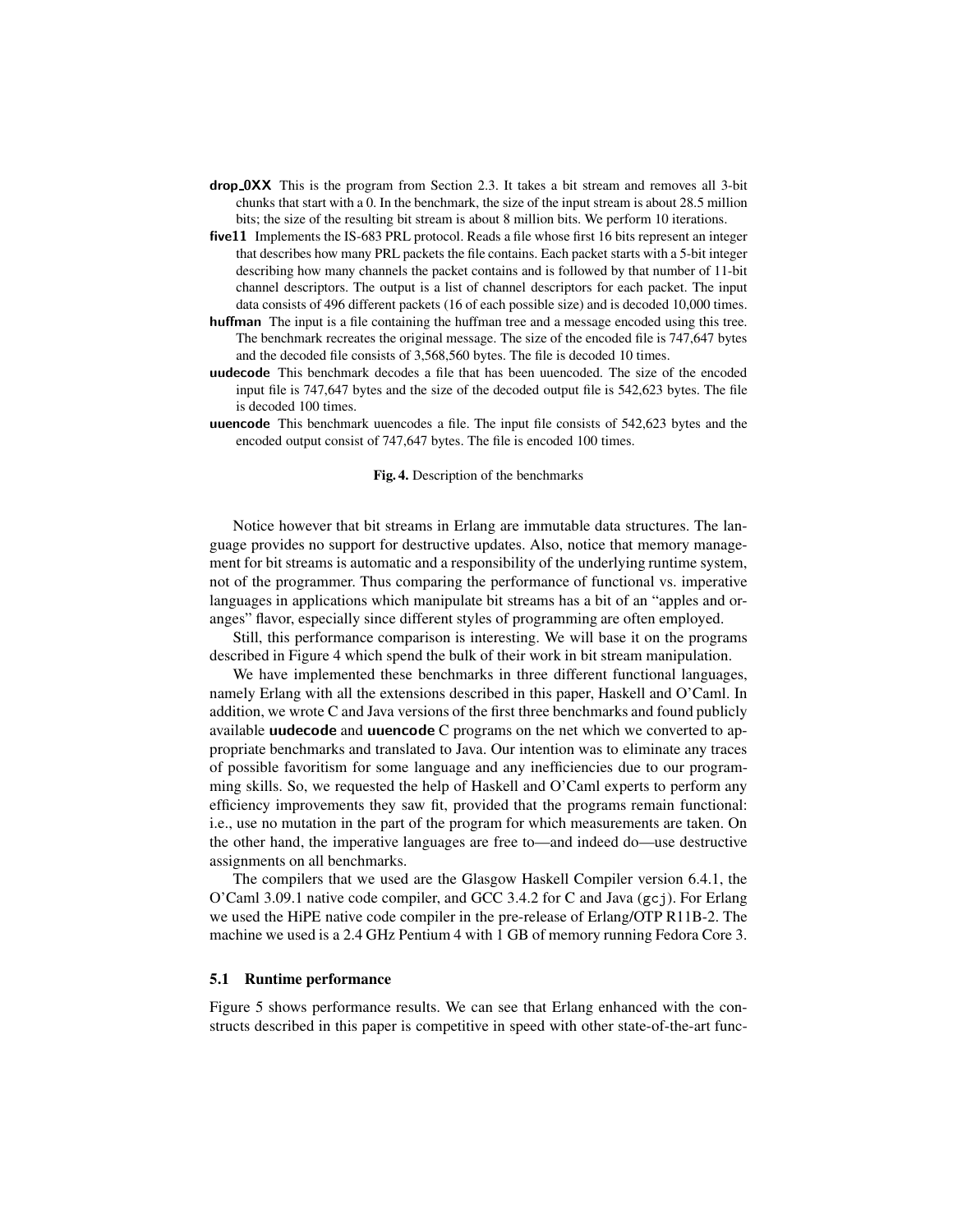**drop_0XX** This is the program from Section 2.3. It takes a bit stream and removes all 3-bit chunks that start with a 0. In the benchmark, the size of the input stream is about 28.5 million bits; the size of the resulting bit stream is about 8 million bits. We perform 10 iterations.

**five11** Implements the IS-683 PRL protocol. Reads a file whose first 16 bits represent an integer that describes how many PRL packets the file contains. Each packet starts with a 5-bit integer describing how many channels the packet contains and is followed by that number of 11-bit channel descriptors. The output is a list of channel descriptors for each packet. The input data consists of 496 different packets (16 of each possible size) and is decoded 10,000 times.

**huffman** The input is a file containing the huffman tree and a message encoded using this tree. The benchmark recreates the original message. The size of the encoded file is 747,647 bytes and the decoded file consists of 3,568,560 bytes. The file is decoded 10 times.

**uudecode** This benchmark decodes a file that has been uuencoded. The size of the encoded input file is 747,647 bytes and the size of the decoded output file is 542,623 bytes. The file is decoded 100 times.

**uuencode** This benchmark uuencodes a file. The input file consists of 542,623 bytes and the encoded output consist of 747,647 bytes. The file is encoded 100 times.

**Fig. 4.** Description of the benchmarks

Notice however that bit streams in Erlang are immutable data structures. The language provides no support for destructive updates. Also, notice that memory management for bit streams is automatic and a responsibility of the underlying runtime system, not of the programmer. Thus comparing the performance of functional vs. imperative languages in applications which manipulate bit streams has a bit of an "apples and oranges" flavor, especially since different styles of programming are often employed.

Still, this performance comparison is interesting. We will base it on the programs described in Figure 4 which spend the bulk of their work in bit stream manipulation.

We have implemented these benchmarks in three different functional languages, namely Erlang with all the extensions described in this paper, Haskell and O'Caml. In addition, we wrote C and Java versions of the first three benchmarks and found publicly available **uudecode** and **uuencode** C programs on the net which we converted to appropriate benchmarks and translated to Java. Our intention was to eliminate any traces of possible favoritism for some language and any inefficiencies due to our programming skills. So, we requested the help of Haskell and O'Caml experts to perform any efficiency improvements they saw fit, provided that the programs remain functional: i.e., use no mutation in the part of the program for which measurements are taken. On the other hand, the imperative languages are free to—and indeed do—use destructive assignments on all benchmarks.

The compilers that we used are the Glasgow Haskell Compiler version 6.4.1, the O'Caml 3.09.1 native code compiler, and GCC 3.4.2 for C and Java (`gcj`). For Erlang we used the HiPE native code compiler in the pre-release of Erlang/OTP R11B-2. The machine we used is a 2.4 GHz Pentium 4 with 1 GB of memory running Fedora Core 3.

### 5.1 Runtime performance

Figure 5 shows performance results. We can see that Erlang enhanced with the constructs described in this paper is competitive in speed with other state-of-the-art func-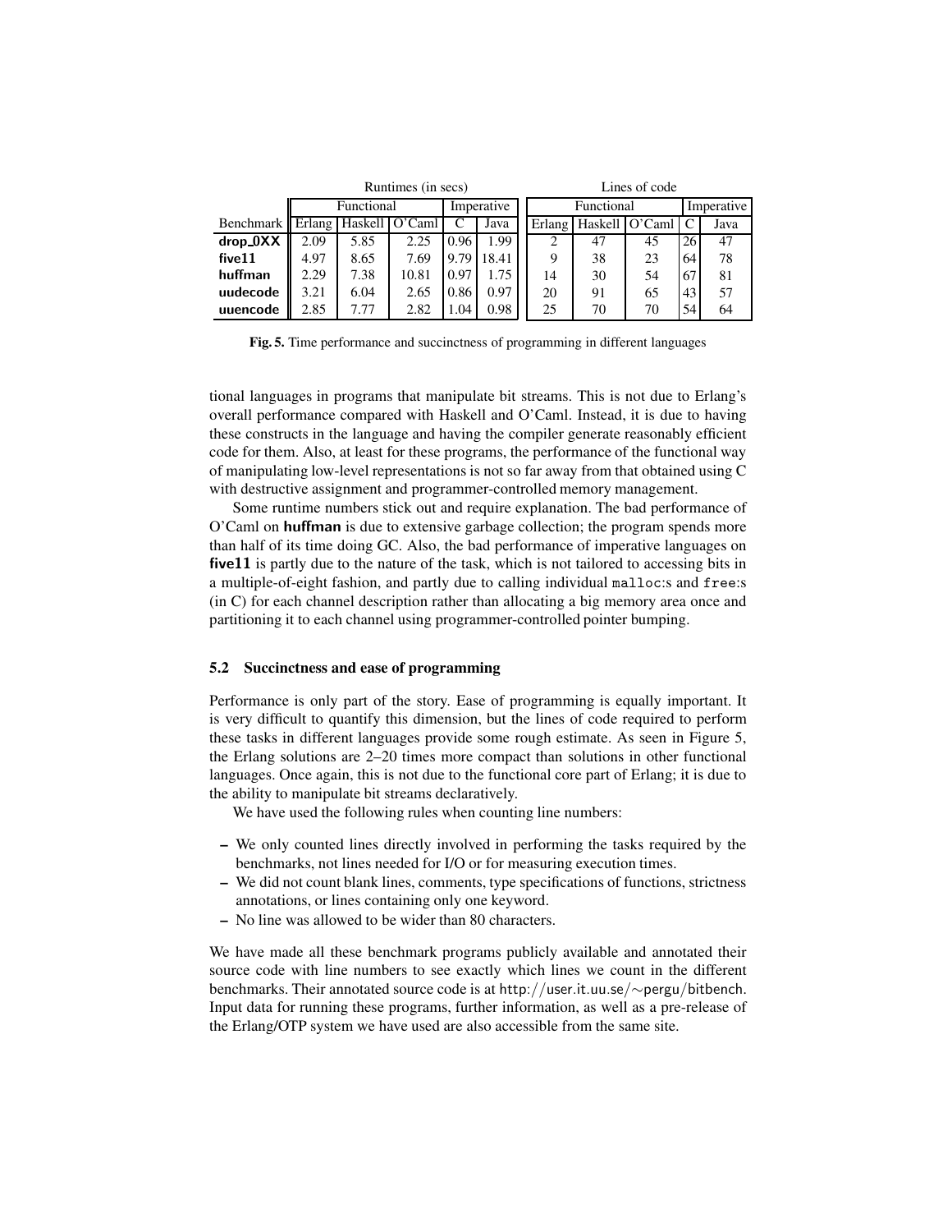| | Runtimes (in secs) | | | | | Lines of code | | | | |
|---|---|---|---|---|---|---|---|---|---|---|
| | Functional | | | Imperative | | Functional | | | Imperative | |
| Benchmark | Erlang | Haskell | O'Caml | C | Java | Erlang | Haskell | O'Caml | C | Java |
| **drop_0XX** | 2.09 | 5.85 | 2.25 | 0.96 | 1.99 | 2 | 47 | 45 | 26 | 47 |
| **five11** | 4.97 | 8.65 | 7.69 | 9.79 | 18.41 | 9 | 38 | 23 | 64 | 78 |
| **huffman** | 2.29 | 7.38 | 10.81 | 0.97 | 1.75 | 14 | 30 | 54 | 67 | 81 |
| **uudecode** | 3.21 | 6.04 | 2.65 | 0.86 | 0.97 | 20 | 91 | 65 | 43 | 57 |
| **uuencode** | 2.85 | 7.77 | 2.82 | 1.04 | 0.98 | 25 | 70 | 70 | 54 | 64 |

**Fig. 5.** Time performance and succinctness of programming in different languages

tional languages in programs that manipulate bit streams. This is not due to Erlang's overall performance compared with Haskell and O'Caml. Instead, it is due to having these constructs in the language and having the compiler generate reasonably efficient code for them. Also, at least for these programs, the performance of the functional way of manipulating low-level representations is not so far away from that obtained using C with destructive assignment and programmer-controlled memory management.

Some runtime numbers stick out and require explanation. The bad performance of O'Caml on **huffman** is due to extensive garbage collection; the program spends more than half of its time doing GC. Also, the bad performance of imperative languages on **five11** is partly due to the nature of the task, which is not tailored to accessing bits in a multiple-of-eight fashion, and partly due to calling individual `malloc`:s and `free`:s (in C) for each channel description rather than allocating a big memory area once and partitioning it to each channel using programmer-controlled pointer bumping.

### 5.2 Succinctness and ease of programming

Performance is only part of the story. Ease of programming is equally important. It is very difficult to quantify this dimension, but the lines of code required to perform these tasks in different languages provide some rough estimate. As seen in Figure 5, the Erlang solutions are 2–20 times more compact than solutions in other functional languages. Once again, this is not due to the functional core part of Erlang; it is due to the ability to manipulate bit streams declaratively.

We have used the following rules when counting line numbers:

- We only counted lines directly involved in performing the tasks required by the benchmarks, not lines needed for I/O or for measuring execution times.
- We did not count blank lines, comments, type specifications of functions, strictness annotations, or lines containing only one keyword.
- No line was allowed to be wider than 80 characters.

We have made all these benchmark programs publicly available and annotated their source code with line numbers to see exactly which lines we count in the different benchmarks. Their annotated source code is at http://user.it.uu.se/~pergu/bitbench. Input data for running these programs, further information, as well as a pre-release of the Erlang/OTP system we have used are also accessible from the same site.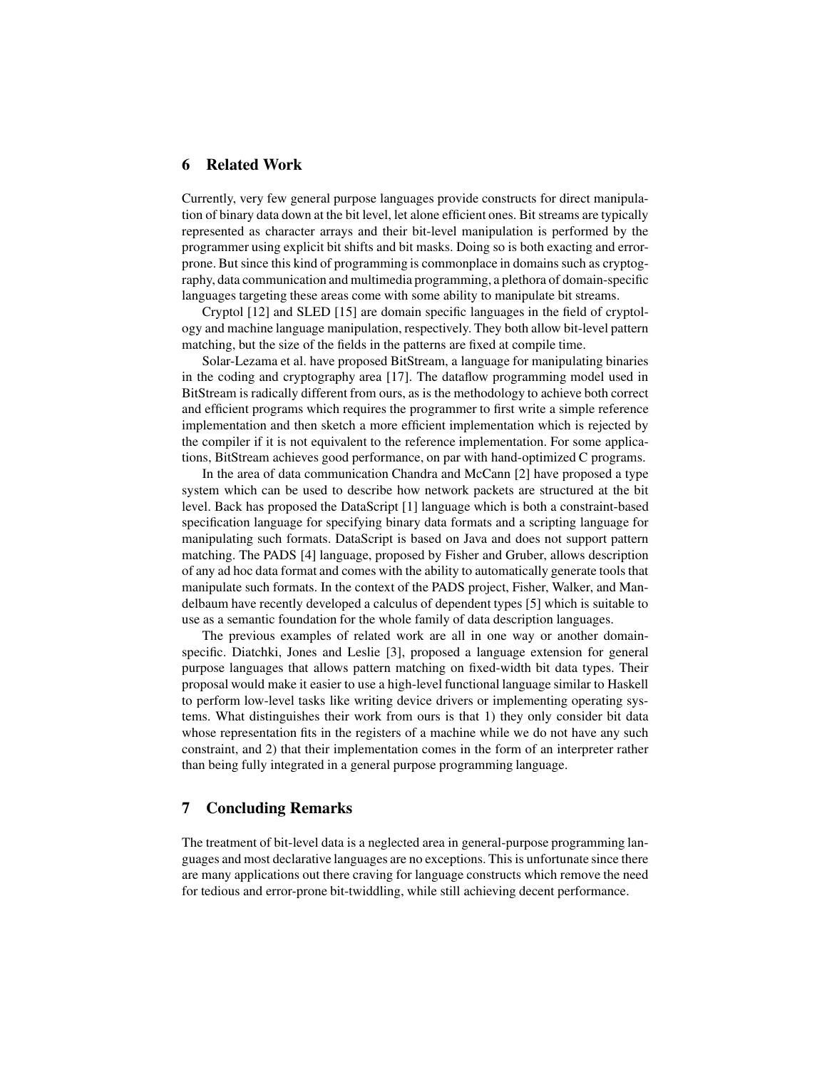## 6 Related Work

Currently, very few general purpose languages provide constructs for direct manipulation of binary data down at the bit level, let alone efficient ones. Bit streams are typically represented as character arrays and their bit-level manipulation is performed by the programmer using explicit bit shifts and bit masks. Doing so is both exacting and error-prone. But since this kind of programming is commonplace in domains such as cryptography, data communication and multimedia programming, a plethora of domain-specific languages targeting these areas come with some ability to manipulate bit streams.

Cryptol [12] and SLED [15] are domain specific languages in the field of cryptology and machine language manipulation, respectively. They both allow bit-level pattern matching, but the size of the fields in the patterns are fixed at compile time.

Solar-Lezama et al. have proposed BitStream, a language for manipulating binaries in the coding and cryptography area [17]. The dataflow programming model used in BitStream is radically different from ours, as is the methodology to achieve both correct and efficient programs which requires the programmer to first write a simple reference implementation and then sketch a more efficient implementation which is rejected by the compiler if it is not equivalent to the reference implementation. For some applications, BitStream achieves good performance, on par with hand-optimized C programs.

In the area of data communication Chandra and McCann [2] have proposed a type system which can be used to describe how network packets are structured at the bit level. Back has proposed the DataScript [1] language which is both a constraint-based specification language for specifying binary data formats and a scripting language for manipulating such formats. DataScript is based on Java and does not support pattern matching. The PADS [4] language, proposed by Fisher and Gruber, allows description of any ad hoc data format and comes with the ability to automatically generate tools that manipulate such formats. In the context of the PADS project, Fisher, Walker, and Mandelbaum have recently developed a calculus of dependent types [5] which is suitable to use as a semantic foundation for the whole family of data description languages.

The previous examples of related work are all in one way or another domain-specific. Diatchki, Jones and Leslie [3], proposed a language extension for general purpose languages that allows pattern matching on fixed-width bit data types. Their proposal would make it easier to use a high-level functional language similar to Haskell to perform low-level tasks like writing device drivers or implementing operating systems. What distinguishes their work from ours is that 1) they only consider bit data whose representation fits in the registers of a machine while we do not have any such constraint, and 2) that their implementation comes in the form of an interpreter rather than being fully integrated in a general purpose programming language.

## 7 Concluding Remarks

The treatment of bit-level data is a neglected area in general-purpose programming languages and most declarative languages are no exceptions. This is unfortunate since there are many applications out there craving for language constructs which remove the need for tedious and error-prone bit-twiddling, while still achieving decent performance.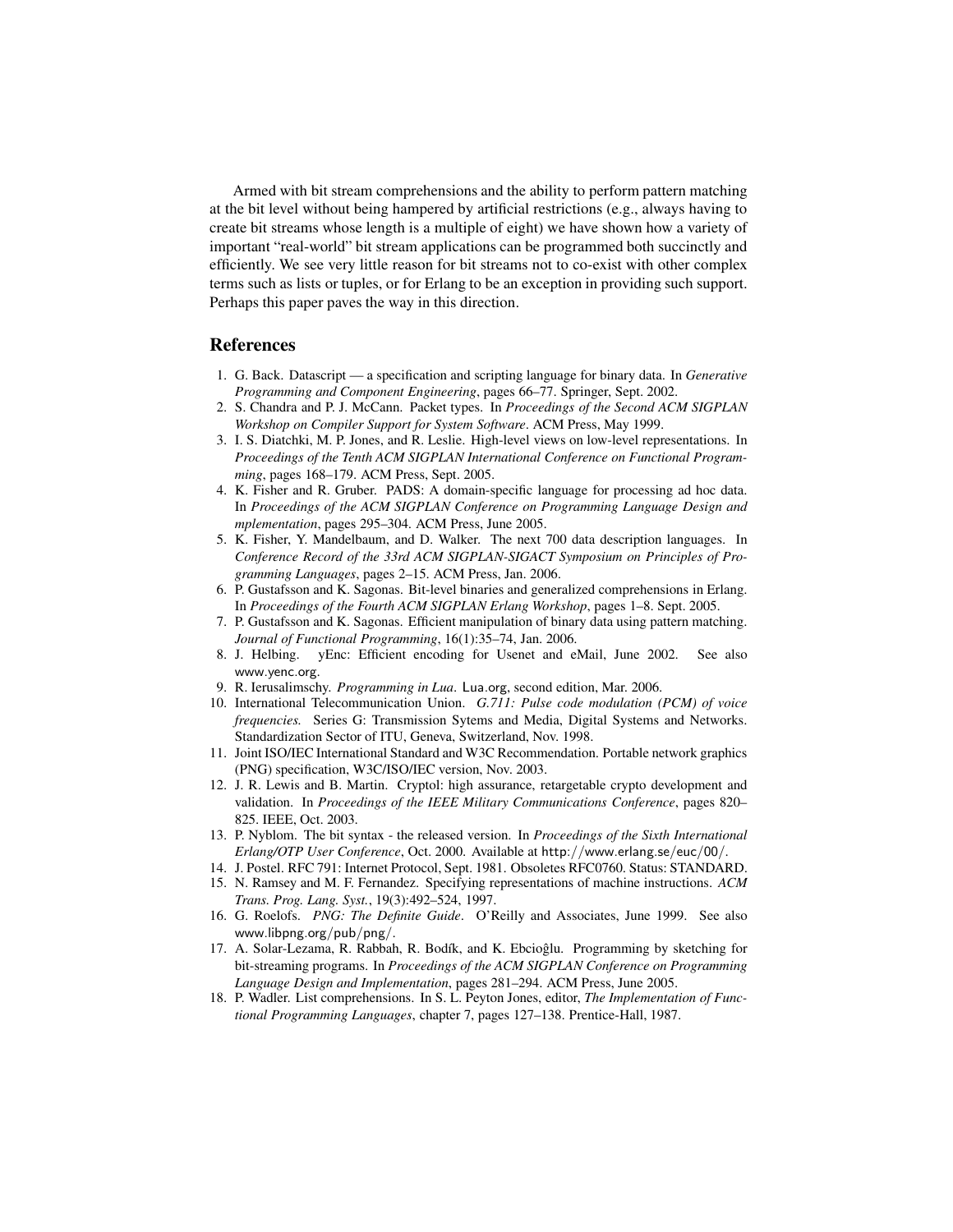Armed with bit stream comprehensions and the ability to perform pattern matching at the bit level without being hampered by artificial restrictions (e.g., always having to create bit streams whose length is a multiple of eight) we have shown how a variety of important "real-world" bit stream applications can be programmed both succinctly and efficiently. We see very little reason for bit streams not to co-exist with other complex terms such as lists or tuples, or for Erlang to be an exception in providing such support. Perhaps this paper paves the way in this direction.

## References

1. G. Back. Datascript — a specification and scripting language for binary data. In *Generative Programming and Component Engineering*, pages 66–77. Springer, Sept. 2002.
2. S. Chandra and P. J. McCann. Packet types. In *Proceedings of the Second ACM SIGPLAN Workshop on Compiler Support for System Software*. ACM Press, May 1999.
3. I. S. Diatchki, M. P. Jones, and R. Leslie. High-level views on low-level representations. In *Proceedings of the Tenth ACM SIGPLAN International Conference on Functional Programming*, pages 168–179. ACM Press, Sept. 2005.
4. K. Fisher and R. Gruber. PADS: A domain-specific language for processing ad hoc data. In *Proceedings of the ACM SIGPLAN Conference on Programming Language Design and mplementation*, pages 295–304. ACM Press, June 2005.
5. K. Fisher, Y. Mandelbaum, and D. Walker. The next 700 data description languages. In *Conference Record of the 33rd ACM SIGPLAN-SIGACT Symposium on Principles of Programming Languages*, pages 2–15. ACM Press, Jan. 2006.
6. P. Gustafsson and K. Sagonas. Bit-level binaries and generalized comprehensions in Erlang. In *Proceedings of the Fourth ACM SIGPLAN Erlang Workshop*, pages 1–8. Sept. 2005.
7. P. Gustafsson and K. Sagonas. Efficient manipulation of binary data using pattern matching. *Journal of Functional Programming*, 16(1):35–74, Jan. 2006.
8. J. Helbing. yEnc: Efficient encoding for Usenet and eMail, June 2002. See also www.yenc.org.
9. R. Ierusalimschy. *Programming in Lua*. Lua.org, second edition, Mar. 2006.
10. International Telecommunication Union. *G.711: Pulse code modulation (PCM) of voice frequencies.* Series G: Transmission Sytems and Media, Digital Systems and Networks. Standardization Sector of ITU, Geneva, Switzerland, Nov. 1998.
11. Joint ISO/IEC International Standard and W3C Recommendation. Portable network graphics (PNG) specification, W3C/ISO/IEC version, Nov. 2003.
12. J. R. Lewis and B. Martin. Cryptol: high assurance, retargetable crypto development and validation. In *Proceedings of the IEEE Military Communications Conference*, pages 820–825. IEEE, Oct. 2003.
13. P. Nyblom. The bit syntax - the released version. In *Proceedings of the Sixth International Erlang/OTP User Conference*, Oct. 2000. Available at http://www.erlang.se/euc/00/.
14. J. Postel. RFC 791: Internet Protocol, Sept. 1981. Obsoletes RFC0760. Status: STANDARD.
15. N. Ramsey and M. F. Fernandez. Specifying representations of machine instructions. *ACM Trans. Prog. Lang. Syst.*, 19(3):492–524, 1997.
16. G. Roelofs. *PNG: The Definite Guide*. O'Reilly and Associates, June 1999. See also www.libpng.org/pub/png/.
17. A. Solar-Lezama, R. Rabbah, R. Bodík, and K. Ebcioĝlu. Programming by sketching for bit-streaming programs. In *Proceedings of the ACM SIGPLAN Conference on Programming Language Design and Implementation*, pages 281–294. ACM Press, June 2005.
18. P. Wadler. List comprehensions. In S. L. Peyton Jones, editor, *The Implementation of Functional Programming Languages*, chapter 7, pages 127–138. Prentice-Hall, 1987.